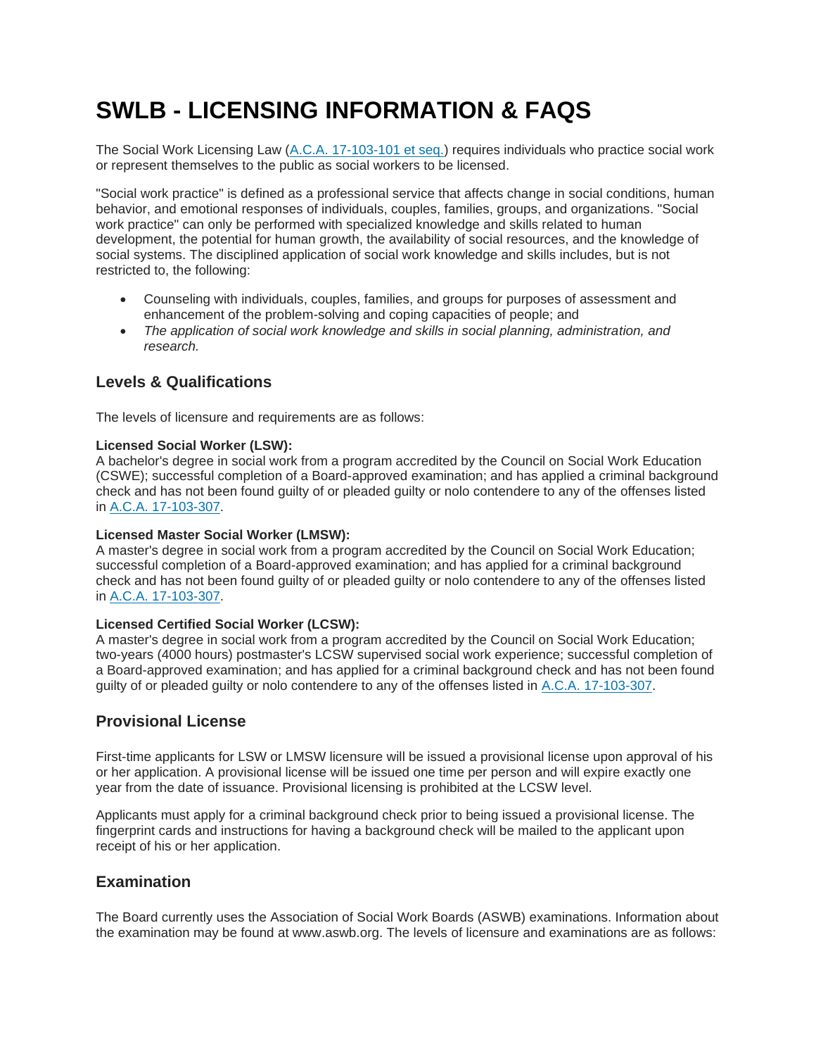# SWLB - LICENSING INFORMATION & FAQS

The Social Work Licensing Law (A.C.A. 17-103-101 et seq.) requires individuals who practice social work or represent themselves to the public as social workers to be licensed.

"Social work practice" is defined as a professional service that affects change in social conditions, human behavior, and emotional responses of individuals, couples, families, groups, and organizations. "Social work practice" can only be performed with specialized knowledge and skills related to human development, the potential for human growth, the availability of social resources, and the knowledge of social systems. The disciplined application of social work knowledge and skills includes, but is not restricted to, the following:

- Counseling with individuals, couples, families, and groups for purposes of assessment and enhancement of the problem-solving and coping capacities of people; and
- *The application of social work knowledge and skills in social planning, administration, and research.*

## Levels & Qualifications

The levels of licensure and requirements are as follows:

**Licensed Social Worker (LSW):**
A bachelor's degree in social work from a program accredited by the Council on Social Work Education (CSWE); successful completion of a Board-approved examination; and has applied a criminal background check and has not been found guilty of or pleaded guilty or nolo contendere to any of the offenses listed in A.C.A. 17-103-307.

**Licensed Master Social Worker (LMSW):**
A master's degree in social work from a program accredited by the Council on Social Work Education; successful completion of a Board-approved examination; and has applied for a criminal background check and has not been found guilty of or pleaded guilty or nolo contendere to any of the offenses listed in A.C.A. 17-103-307.

**Licensed Certified Social Worker (LCSW):**
A master's degree in social work from a program accredited by the Council on Social Work Education; two-years (4000 hours) postmaster's LCSW supervised social work experience; successful completion of a Board-approved examination; and has applied for a criminal background check and has not been found guilty of or pleaded guilty or nolo contendere to any of the offenses listed in A.C.A. 17-103-307.

## Provisional License

First-time applicants for LSW or LMSW licensure will be issued a provisional license upon approval of his or her application. A provisional license will be issued one time per person and will expire exactly one year from the date of issuance. Provisional licensing is prohibited at the LCSW level.

Applicants must apply for a criminal background check prior to being issued a provisional license. The fingerprint cards and instructions for having a background check will be mailed to the applicant upon receipt of his or her application.

## Examination

The Board currently uses the Association of Social Work Boards (ASWB) examinations. Information about the examination may be found at www.aswb.org. The levels of licensure and examinations are as follows: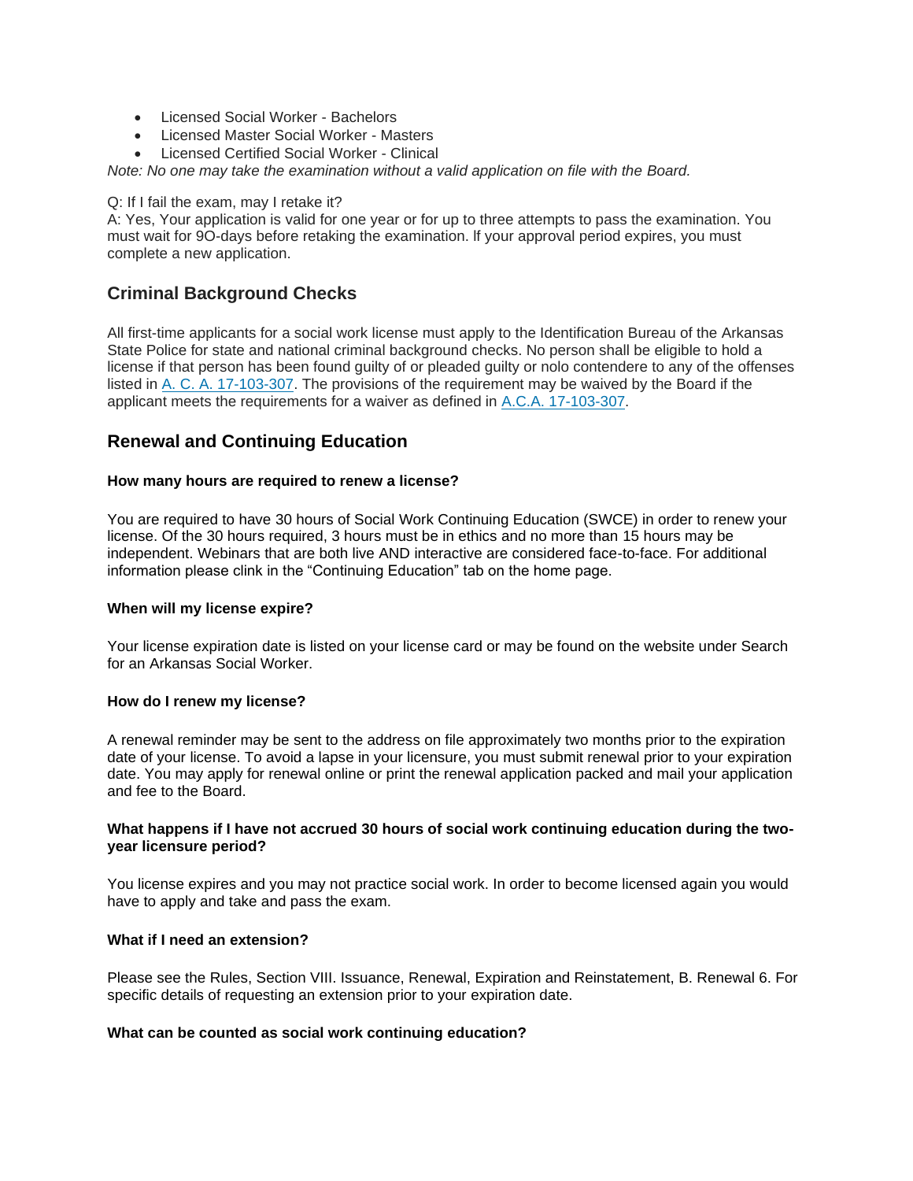- Licensed Social Worker - Bachelors
- Licensed Master Social Worker - Masters
- Licensed Certified Social Worker - Clinical

*Note: No one may take the examination without a valid application on file with the Board.*

Q: If I fail the exam, may I retake it?
A: Yes, Your application is valid for one year or for up to three attempts to pass the examination. You must wait for 9O-days before retaking the examination. lf your approval period expires, you must complete a new application.

## Criminal Background Checks

All first-time applicants for a social work license must apply to the Identification Bureau of the Arkansas State Police for state and national criminal background checks. No person shall be eligible to hold a license if that person has been found guilty of or pleaded guilty or nolo contendere to any of the offenses listed in A. C. A. 17-103-307. The provisions of the requirement may be waived by the Board if the applicant meets the requirements for a waiver as defined in A.C.A. 17-103-307.

## Renewal and Continuing Education

**How many hours are required to renew a license?**

You are required to have 30 hours of Social Work Continuing Education (SWCE) in order to renew your license. Of the 30 hours required, 3 hours must be in ethics and no more than 15 hours may be independent. Webinars that are both live AND interactive are considered face-to-face. For additional information please clink in the "Continuing Education" tab on the home page.

**When will my license expire?**

Your license expiration date is listed on your license card or may be found on the website under Search for an Arkansas Social Worker.

**How do I renew my license?**

A renewal reminder may be sent to the address on file approximately two months prior to the expiration date of your license. To avoid a lapse in your licensure, you must submit renewal prior to your expiration date. You may apply for renewal online or print the renewal application packed and mail your application and fee to the Board.

**What happens if I have not accrued 30 hours of social work continuing education during the two-year licensure period?**

You license expires and you may not practice social work. In order to become licensed again you would have to apply and take and pass the exam.

**What if I need an extension?**

Please see the Rules, Section VIII. Issuance, Renewal, Expiration and Reinstatement, B. Renewal 6. For specific details of requesting an extension prior to your expiration date.

**What can be counted as social work continuing education?**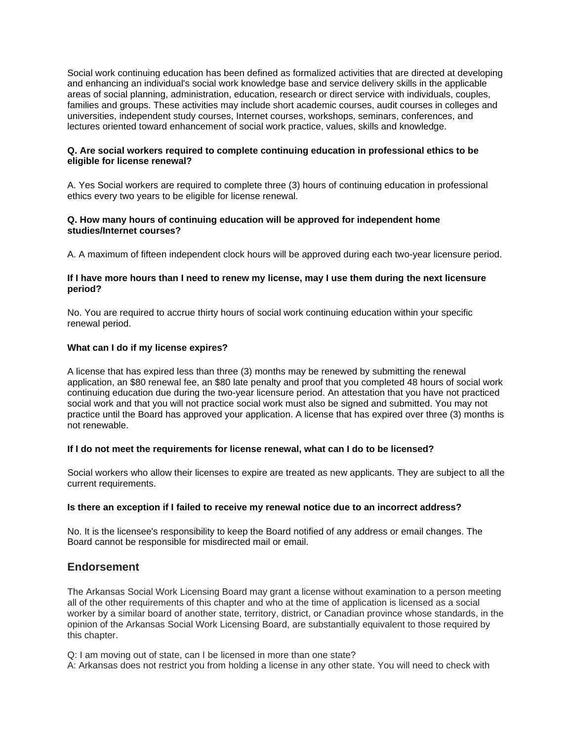Social work continuing education has been defined as formalized activities that are directed at developing and enhancing an individual's social work knowledge base and service delivery skills in the applicable areas of social planning, administration, education, research or direct service with individuals, couples, families and groups. These activities may include short academic courses, audit courses in colleges and universities, independent study courses, Internet courses, workshops, seminars, conferences, and lectures oriented toward enhancement of social work practice, values, skills and knowledge.

**Q. Are social workers required to complete continuing education in professional ethics to be eligible for license renewal?**

A. Yes Social workers are required to complete three (3) hours of continuing education in professional ethics every two years to be eligible for license renewal.

**Q. How many hours of continuing education will be approved for independent home studies/Internet courses?**

A. A maximum of fifteen independent clock hours will be approved during each two-year licensure period.

**If I have more hours than I need to renew my license, may I use them during the next licensure period?**

No. You are required to accrue thirty hours of social work continuing education within your specific renewal period.

**What can I do if my license expires?**

A license that has expired less than three (3) months may be renewed by submitting the renewal application, an $80 renewal fee, an $80 late penalty and proof that you completed 48 hours of social work continuing education due during the two-year licensure period. An attestation that you have not practiced social work and that you will not practice social work must also be signed and submitted. You may not practice until the Board has approved your application. A license that has expired over three (3) months is not renewable.

**If I do not meet the requirements for license renewal, what can I do to be licensed?**

Social workers who allow their licenses to expire are treated as new applicants. They are subject to all the current requirements.

**Is there an exception if I failed to receive my renewal notice due to an incorrect address?**

No. It is the licensee's responsibility to keep the Board notified of any address or email changes. The Board cannot be responsible for misdirected mail or email.

## Endorsement

The Arkansas Social Work Licensing Board may grant a license without examination to a person meeting all of the other requirements of this chapter and who at the time of application is licensed as a social worker by a similar board of another state, territory, district, or Canadian province whose standards, in the opinion of the Arkansas Social Work Licensing Board, are substantially equivalent to those required by this chapter.

Q: I am moving out of state, can I be licensed in more than one state?
A: Arkansas does not restrict you from holding a license in any other state. You will need to check with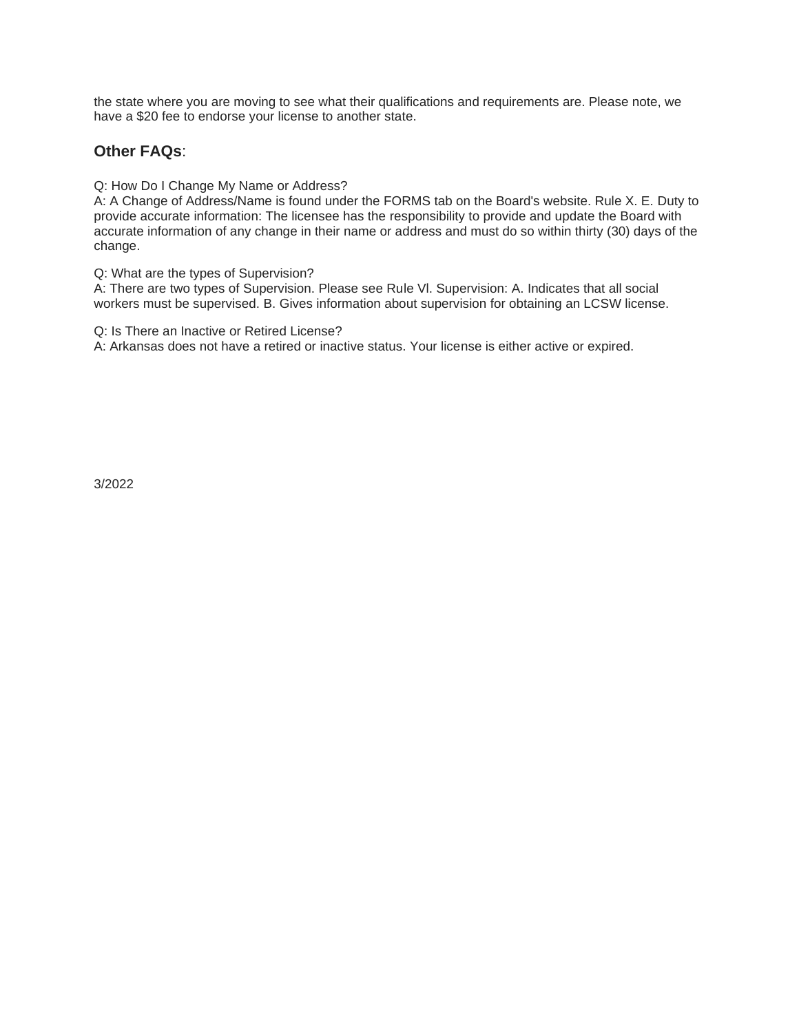the state where you are moving to see what their qualifications and requirements are. Please note, we have a $20 fee to endorse your license to another state.

### **Other FAQs**:

Q: How Do I Change My Name or Address?
A: A Change of Address/Name is found under the FORMS tab on the Board's website. Rule X. E. Duty to provide accurate information: The licensee has the responsibility to provide and update the Board with accurate information of any change in their name or address and must do so within thirty (30) days of the change.

Q: What are the types of Supervision?
A: There are two types of Supervision. Please see Rule Vl. Supervision: A. Indicates that all social workers must be supervised. B. Gives information about supervision for obtaining an LCSW license.

Q: Is There an Inactive or Retired License?
A: Arkansas does not have a retired or inactive status. Your license is either active or expired.

3/2022